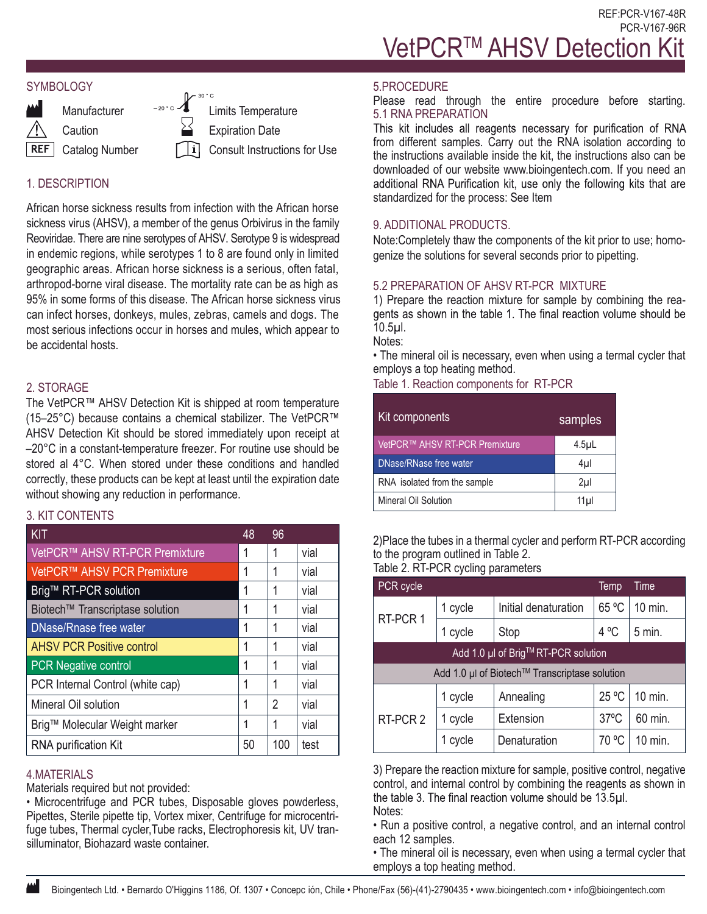REF:PCR-V167-48R
PCR-V167-96R

# VetPCR™ AHSV Detection Kit

## SYMBOLOGY

| | | | |
|---|---|---|---|
| | Manufacturer | | Limits Temperature (−20 °C – 30 °C) |
| | Caution | | Expiration Date |
| REF | Catalog Number | | Consult Instructions for Use |

## 1. DESCRIPTION

African horse sickness results from infection with the African horse sickness virus (AHSV), a member of the genus Orbivirus in the family Reoviridae. There are nine serotypes of AHSV. Serotype 9 is widespread in endemic regions, while serotypes 1 to 8 are found only in limited geographic areas. African horse sickness is a serious, often fatal, arthropod-borne viral disease. The mortality rate can be as high as 95% in some forms of this disease. The African horse sickness virus can infect horses, donkeys, mules, zebras, camels and dogs. The most serious infections occur in horses and mules, which appear to be accidental hosts.

## 2. STORAGE

The VetPCR™ AHSV Detection Kit is shipped at room temperature (15–25°C) because contains a chemical stabilizer. The VetPCR™ AHSV Detection Kit should be stored immediately upon receipt at –20°C in a constant-temperature freezer. For routine use should be stored al 4°C. When stored under these conditions and handled correctly, these products can be kept at least until the expiration date without showing any reduction in performance.

## 3. KIT CONTENTS

| KIT | 48 | 96 | |
|---|---|---|---|
| VetPCR™ AHSV RT-PCR Premixture | 1 | 1 | vial |
| VetPCR™ AHSV PCR Premixture | 1 | 1 | vial |
| Brig™ RT-PCR solution | 1 | 1 | vial |
| Biotech™ Transcriptase solution | 1 | 1 | vial |
| DNase/Rnase free water | 1 | 1 | vial |
| AHSV PCR Positive control | 1 | 1 | vial |
| PCR Negative control | 1 | 1 | vial |
| PCR Internal Control (white cap) | 1 | 1 | vial |
| Mineral Oil solution | 1 | 2 | vial |
| Brig™ Molecular Weight marker | 1 | 1 | vial |
| RNA purification Kit | 50 | 100 | test |

## 4.MATERIALS

Materials required but not provided:

• Microcentrifuge and PCR tubes, Disposable gloves powderless, Pipettes, Sterile pipette tip, Vortex mixer, Centrifuge for microcentrifuge tubes, Thermal cycler,Tube racks, Electrophoresis kit, UV transilluminator, Biohazard waste container.

## 5.PROCEDURE

Please read through the entire procedure before starting.

### 5.1 RNA PREPARATION

This kit includes all reagents necessary for purification of RNA from different samples. Carry out the RNA isolation according to the instructions available inside the kit, the instructions also can be downloaded of our website www.bioingentech.com. If you need an additional RNA Purification kit, use only the following kits that are standardized for the process: See Item

## 9. ADDITIONAL PRODUCTS.

Note:Completely thaw the components of the kit prior to use; homogenize the solutions for several seconds prior to pipetting.

### 5.2 PREPARATION OF AHSV RT-PCR MIXTURE

1) Prepare the reaction mixture for sample by combining the reagents as shown in the table 1. The final reaction volume should be 10.5μl.

Notes:

• The mineral oil is necessary, even when using a termal cycler that employs a top heating method.

Table 1. Reaction components for RT-PCR

| Kit components | samples |
|---|---|
| VetPCR™ AHSV RT-PCR Premixture | 4.5μL |
| DNase/RNase free water | 4μl |
| RNA isolated from the sample | 2μl |
| Mineral Oil Solution | 11μl |

2)Place the tubes in a thermal cycler and perform RT-PCR according to the program outlined in Table 2.

Table 2. RT-PCR cycling parameters

| PCR cycle | | | Temp | Time |
|---|---|---|---|---|
| RT-PCR 1 | 1 cycle | Initial denaturation | 65 ºC | 10 min. |
| | 1 cycle | Stop | 4 ºC | 5 min. |
| Add 1.0 μl of Brig™ RT-PCR solution | | | | |
| Add 1.0 μl of Biotech™ Transcriptase solution | | | | |
| RT-PCR 2 | 1 cycle | Annealing | 25 ºC | 10 min. |
| | 1 cycle | Extension | 37ºC | 60 min. |
| | 1 cycle | Denaturation | 70 ºC | 10 min. |

3) Prepare the reaction mixture for sample, positive control, negative control, and internal control by combining the reagents as shown in the table 3. The final reaction volume should be 13.5μl.

Notes:

• Run a positive control, a negative control, and an internal control each 12 samples.

• The mineral oil is necessary, even when using a termal cycler that employs a top heating method.

Bioingentech Ltd. • Bernardo O'Higgins 1186, Of. 1307 • Concepc ión, Chile • Phone/Fax (56)-(41)-2790435 • www.bioingentech.com • info@bioingentech.com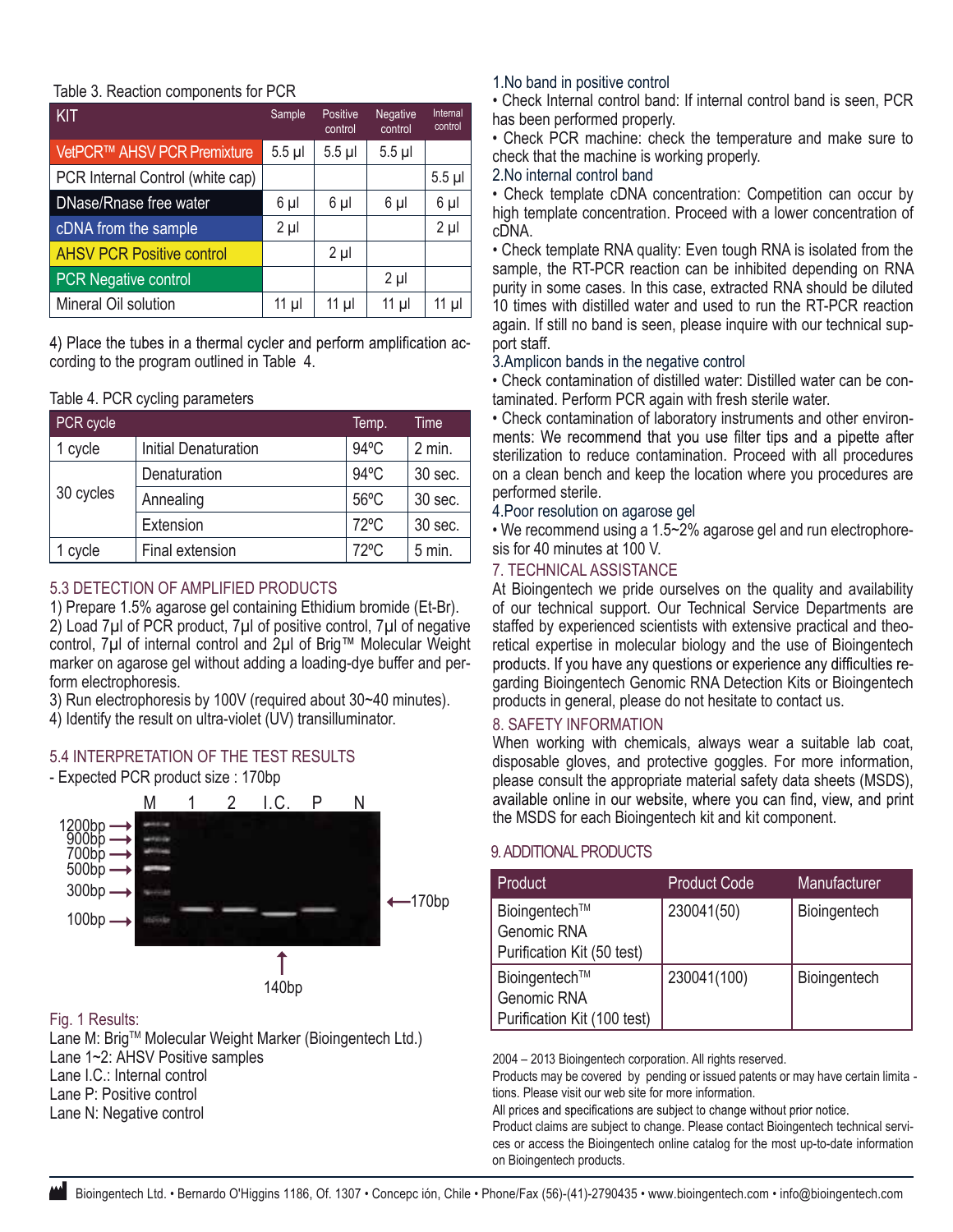Table 3. Reaction components for PCR

| KIT | Sample | Positive control | Negative control | Internal control |
|---|---|---|---|---|
| VetPCR™ AHSV PCR Premixture | 5.5 µl | 5.5 µl | 5.5 µl | |
| PCR Internal Control (white cap) | | | | 5.5 µl |
| DNase/Rnase free water | 6 µl | 6 µl | 6 µl | 6 µl |
| cDNA from the sample | 2 µl | | | 2 µl |
| AHSV PCR Positive control | | 2 µl | | |
| PCR Negative control | | | 2 µl | |
| Mineral Oil solution | 11 µl | 11 µl | 11 µl | 11 µl |

4) Place the tubes in a thermal cycler and perform amplification according to the program outlined in Table 4.

Table 4. PCR cycling parameters

| PCR cycle | | Temp. | Time |
|---|---|---|---|
| 1 cycle | Initial Denaturation | 94ºC | 2 min. |
| 30 cycles | Denaturation | 94ºC | 30 sec. |
| | Annealing | 56ºC | 30 sec. |
| | Extension | 72ºC | 30 sec. |
| 1 cycle | Final extension | 72ºC | 5 min. |

## 5.3 DETECTION OF AMPLIFIED PRODUCTS

1) Prepare 1.5% agarose gel containing Ethidium bromide (Et-Br).
2) Load 7µl of PCR product, 7µl of positive control, 7µl of negative control, 7µl of internal control and 2µl of Brig™ Molecular Weight marker on agarose gel without adding a loading-dye buffer and perform electrophoresis.
3) Run electrophoresis by 100V (required about 30~40 minutes).
4) Identify the result on ultra-violet (UV) transilluminator.

## 5.4 INTERPRETATION OF THE TEST RESULTS

- Expected PCR product size : 170bp

M 1 2 I.C. P N

1200bp
900bp
700bp
500bp
300bp
100bp

170bp

140bp

Fig. 1 Results:
Lane M: Brig™ Molecular Weight Marker (Bioingentech Ltd.)
Lane 1~2: AHSV Positive samples
Lane I.C.: Internal control
Lane P: Positive control
Lane N: Negative control

1.No band in positive control

- Check Internal control band: If internal control band is seen, PCR has been performed properly.
- Check PCR machine: check the temperature and make sure to check that the machine is working properly.

2.No internal control band

- Check template cDNA concentration: Competition can occur by high template concentration. Proceed with a lower concentration of cDNA.
- Check template RNA quality: Even tough RNA is isolated from the sample, the RT-PCR reaction can be inhibited depending on RNA purity in some cases. In this case, extracted RNA should be diluted 10 times with distilled water and used to run the RT-PCR reaction again. If still no band is seen, please inquire with our technical support staff.

3.Amplicon bands in the negative control

- Check contamination of distilled water: Distilled water can be contaminated. Perform PCR again with fresh sterile water.
- Check contamination of laboratory instruments and other environments: We recommend that you use filter tips and a pipette after sterilization to reduce contamination. Proceed with all procedures on a clean bench and keep the location where you procedures are performed sterile.

4.Poor resolution on agarose gel

- We recommend using a 1.5~2% agarose gel and run electrophoresis for 40 minutes at 100 V.

## 7. TECHNICAL ASSISTANCE

At Bioingentech we pride ourselves on the quality and availability of our technical support. Our Technical Service Departments are staffed by experienced scientists with extensive practical and theoretical expertise in molecular biology and the use of Bioingentech products. If you have any questions or experience any difficulties regarding Bioingentech Genomic RNA Detection Kits or Bioingentech products in general, please do not hesitate to contact us.

## 8. SAFETY INFORMATION

When working with chemicals, always wear a suitable lab coat, disposable gloves, and protective goggles. For more information, please consult the appropriate material safety data sheets (MSDS), available online in our website, where you can find, view, and print the MSDS for each Bioingentech kit and kit component.

## 9. ADDITIONAL PRODUCTS

| Product | Product Code | Manufacturer |
|---|---|---|
| Bioingentech™ Genomic RNA Purification Kit (50 test) | 230041(50) | Bioingentech |
| Bioingentech™ Genomic RNA Purification Kit (100 test) | 230041(100) | Bioingentech |

2004 – 2013 Bioingentech corporation. All rights reserved.
Products may be covered by pending or issued patents or may have certain limitations. Please visit our web site for more information.
All prices and specifications are subject to change without prior notice.
Product claims are subject to change. Please contact Bioingentech technical services or access the Bioingentech online catalog for the most up-to-date information on Bioingentech products.

Bioingentech Ltd. • Bernardo O'Higgins 1186, Of. 1307 • Concepc ión, Chile • Phone/Fax (56)-(41)-2790435 • www.bioingentech.com • info@bioingentech.com